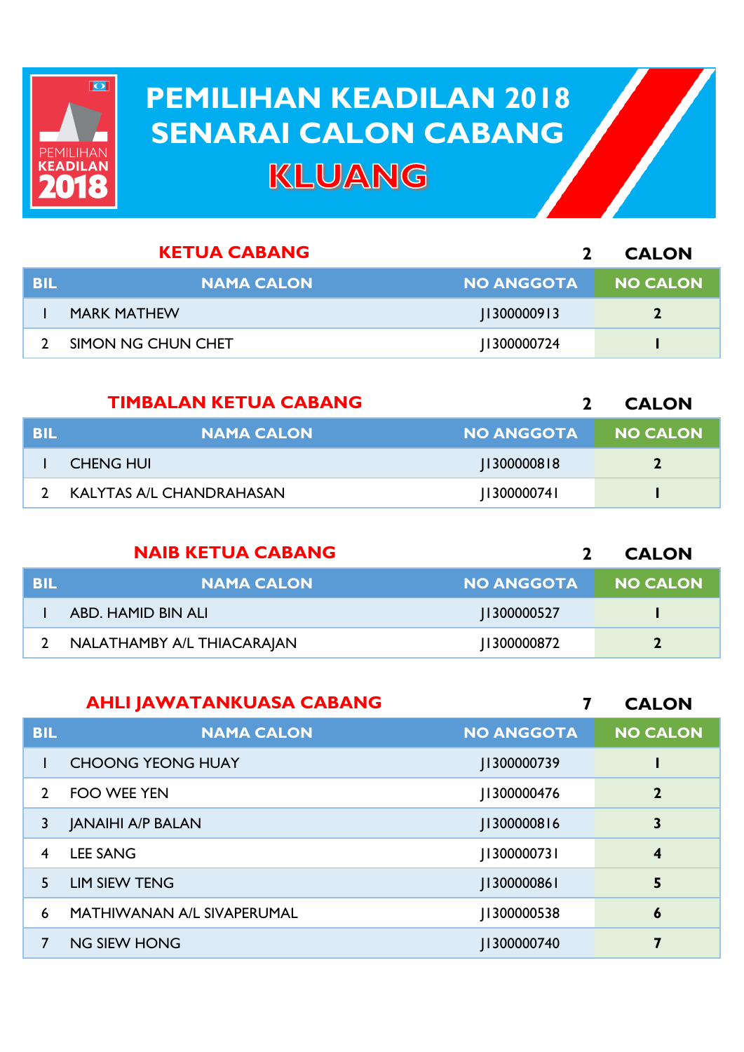# PEMILIHAN KEADILAN 2018
# SENARAI CALON CABANG
# KLUANG

## KETUA CABANG — 2 CALON

| BIL | NAMA CALON | NO ANGGOTA | NO CALON |
|---|---|---|---|
| 1 | MARK MATHEW | J1300000913 | 2 |
| 2 | SIMON NG CHUN CHET | J1300000724 | 1 |

## TIMBALAN KETUA CABANG — 2 CALON

| BIL | NAMA CALON | NO ANGGOTA | NO CALON |
|---|---|---|---|
| 1 | CHENG HUI | J1300000818 | 2 |
| 2 | KALYTAS A/L CHANDRAHASAN | J1300000741 | 1 |

## NAIB KETUA CABANG — 2 CALON

| BIL | NAMA CALON | NO ANGGOTA | NO CALON |
|---|---|---|---|
| 1 | ABD. HAMID BIN ALI | J1300000527 | 1 |
| 2 | NALATHAMBY A/L THIACARAJAN | J1300000872 | 2 |

## AHLI JAWATANKUASA CABANG — 7 CALON

| BIL | NAMA CALON | NO ANGGOTA | NO CALON |
|---|---|---|---|
| 1 | CHOONG YEONG HUAY | J1300000739 | 1 |
| 2 | FOO WEE YEN | J1300000476 | 2 |
| 3 | JANAIHI A/P BALAN | J1300000816 | 3 |
| 4 | LEE SANG | J1300000731 | 4 |
| 5 | LIM SIEW TENG | J1300000861 | 5 |
| 6 | MATHIWANAN A/L SIVAPERUMAL | J1300000538 | 6 |
| 7 | NG SIEW HONG | J1300000740 | 7 |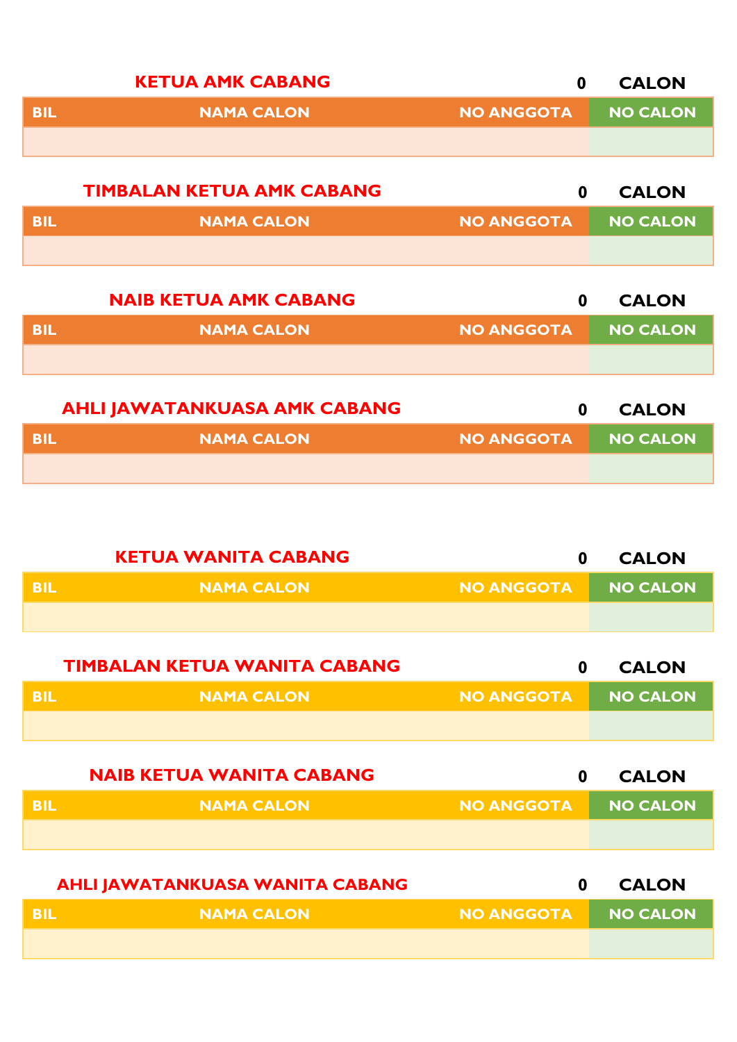## KETUA AMK CABANG

0 CALON

| BIL | NAMA CALON | NO ANGGOTA | NO CALON |
|---|---|---|---|
| | | | |

## TIMBALAN KETUA AMK CABANG

0 CALON

| BIL | NAMA CALON | NO ANGGOTA | NO CALON |
|---|---|---|---|
| | | | |

## NAIB KETUA AMK CABANG

0 CALON

| BIL | NAMA CALON | NO ANGGOTA | NO CALON |
|---|---|---|---|
| | | | |

## AHLI JAWATANKUASA AMK CABANG

0 CALON

| BIL | NAMA CALON | NO ANGGOTA | NO CALON |
|---|---|---|---|
| | | | |

## KETUA WANITA CABANG

0 CALON

| BIL | NAMA CALON | NO ANGGOTA | NO CALON |
|---|---|---|---|
| | | | |

## TIMBALAN KETUA WANITA CABANG

0 CALON

| BIL | NAMA CALON | NO ANGGOTA | NO CALON |
|---|---|---|---|
| | | | |

## NAIB KETUA WANITA CABANG

0 CALON

| BIL | NAMA CALON | NO ANGGOTA | NO CALON |
|---|---|---|---|
| | | | |

## AHLI JAWATANKUASA WANITA CABANG

0 CALON

| BIL | NAMA CALON | NO ANGGOTA | NO CALON |
|---|---|---|---|
| | | | |